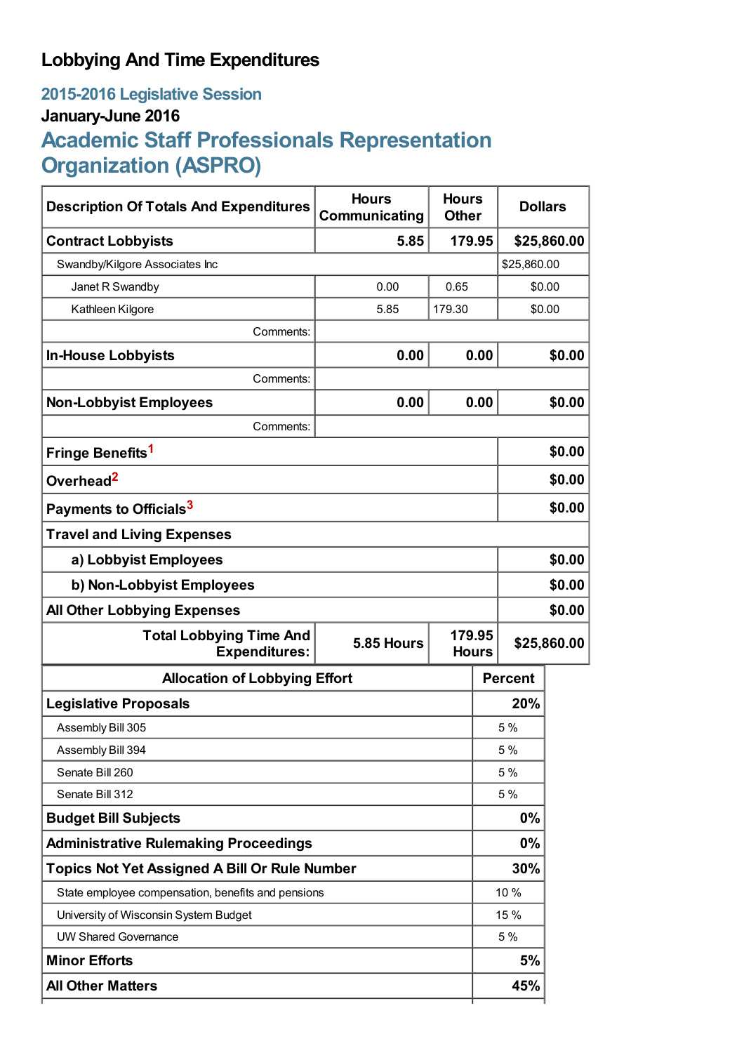# Lobbying And Time Expenditures

## 2015-2016 Legislative Session

### January-June 2016

## Academic Staff Professionals Representation Organization (ASPRO)

| Description Of Totals And Expenditures | Hours Communicating | Hours Other | Dollars |
|---|---|---|---|
| **Contract Lobbyists** | **5.85** | **179.95** | **$25,860.00** |
| Swandby/Kilgore Associates Inc | | | $25,860.00 |
| Janet R Swandby | 0.00 | 0.65 | $0.00 |
| Kathleen Kilgore | 5.85 | 179.30 | $0.00 |
| Comments: | | | |
| **In-House Lobbyists** | **0.00** | **0.00** | **$0.00** |
| Comments: | | | |
| **Non-Lobbyist Employees** | **0.00** | **0.00** | **$0.00** |
| Comments: | | | |
| **Fringe Benefits**[1] | | | **$0.00** |
| **Overhead**[2] | | | **$0.00** |
| **Payments to Officials**[3] | | | **$0.00** |
| **Travel and Living Expenses** | | | |
| **a) Lobbyist Employees** | | | **$0.00** |
| **b) Non-Lobbyist Employees** | | | **$0.00** |
| **All Other Lobbying Expenses** | | | **$0.00** |
| **Total Lobbying Time And Expenditures:** | **5.85 Hours** | **179.95 Hours** | **$25,860.00** |

| Allocation of Lobbying Effort | Percent |
|---|---|
| **Legislative Proposals** | **20%** |
| Assembly Bill 305 | 5 % |
| Assembly Bill 394 | 5 % |
| Senate Bill 260 | 5 % |
| Senate Bill 312 | 5 % |
| **Budget Bill Subjects** | **0%** |
| **Administrative Rulemaking Proceedings** | **0%** |
| **Topics Not Yet Assigned A Bill Or Rule Number** | **30%** |
| State employee compensation, benefits and pensions | 10 % |
| University of Wisconsin System Budget | 15 % |
| UW Shared Governance | 5 % |
| **Minor Efforts** | **5%** |
| **All Other Matters** | **45%** |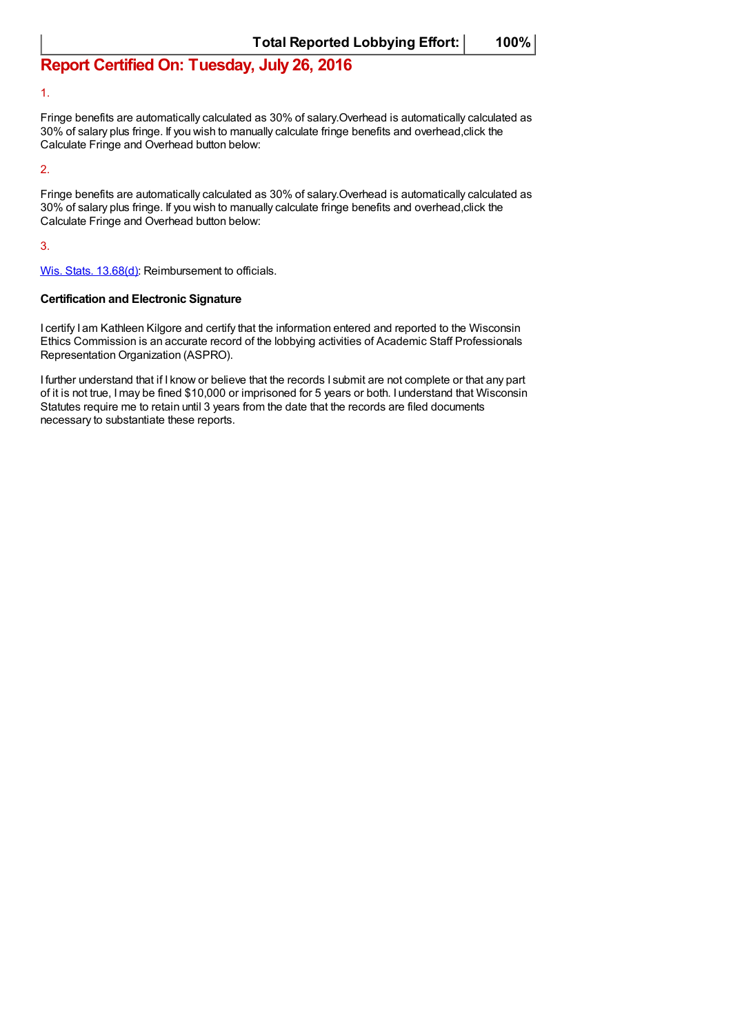| | |
|---|---|
| **Total Reported Lobbying Effort:** | **100%** |

## Report Certified On: Tuesday, July 26, 2016

1.

Fringe benefits are automatically calculated as 30% of salary.Overhead is automatically calculated as 30% of salary plus fringe. If you wish to manually calculate fringe benefits and overhead,click the Calculate Fringe and Overhead button below:

2.

Fringe benefits are automatically calculated as 30% of salary.Overhead is automatically calculated as 30% of salary plus fringe. If you wish to manually calculate fringe benefits and overhead,click the Calculate Fringe and Overhead button below:

3.

Wis. Stats. 13.68(d): Reimbursement to officials.

**Certification and Electronic Signature**

I certify I am Kathleen Kilgore and certify that the information entered and reported to the Wisconsin Ethics Commission is an accurate record of the lobbying activities of Academic Staff Professionals Representation Organization (ASPRO).

I further understand that if I know or believe that the records I submit are not complete or that any part of it is not true, I may be fined $10,000 or imprisoned for 5 years or both. I understand that Wisconsin Statutes require me to retain until 3 years from the date that the records are filed documents necessary to substantiate these reports.